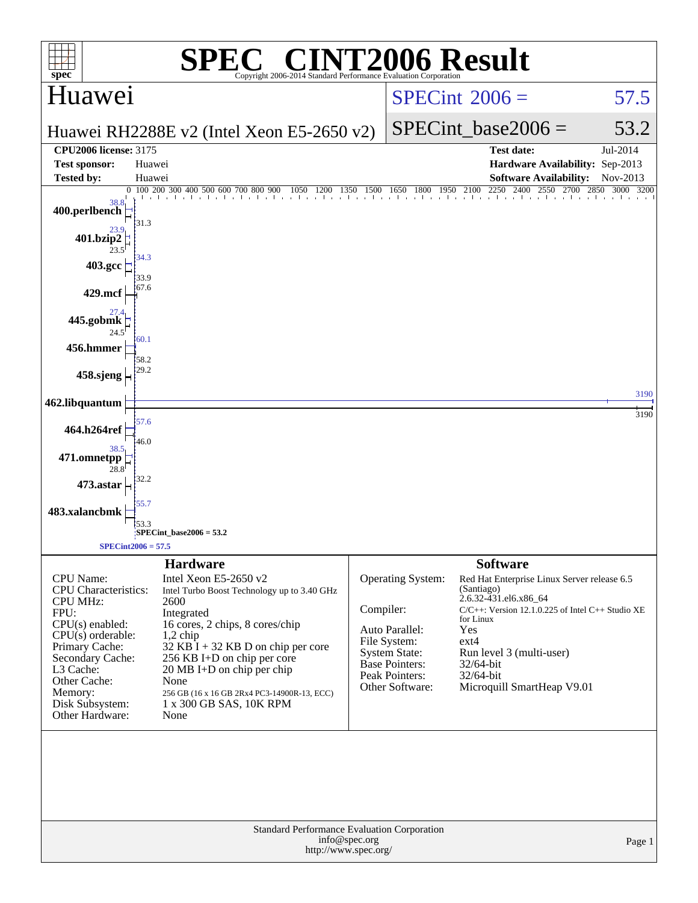# SPEC® CINT2006 Result

Copyright 2006-2014 Standard Performance Evaluation Corporation

## Huawei

Huawei RH2288E v2 (Intel Xeon E5-2650 v2)

SPECint_2006 = 57.5

SPECint_base2006 = 53.2

| | | | |
|---|---|---|---|
| **CPU2006 license:** | 3175 | **Test date:** | Jul-2014 |
| **Test sponsor:** | Huawei | **Hardware Availability:** | Sep-2013 |
| **Tested by:** | Huawei | **Software Availability:** | Nov-2013 |

| Benchmark | Peak | Base |
|---|---|---|
| 400.perlbench | 38.8 | 31.3 |
| 401.bzip2 | 23.9 | 23.5 |
| 403.gcc | 34.3 | 33.9 |
| 429.mcf | 67.6 | 67.6 |
| 445.gobmk | 27.4 | 24.5 |
| 456.hmmer | 60.1 | 58.2 |
| 458.sjeng | 29.2 | 29.2 |
| 462.libquantum | 3190 | 3190 |
| 464.h264ref | 57.6 | 46.0 |
| 471.omnetpp | 38.5 | 28.8 |
| 473.astar | 32.2 | 32.2 |
| 483.xalancbmk | 55.7 | 53.3 |

SPECint_base2006 = 53.2

SPECint2006 = 57.5

### Hardware

| | |
|---|---|
| CPU Name: | Intel Xeon E5-2650 v2 |
| CPU Characteristics: | Intel Turbo Boost Technology up to 3.40 GHz |
| CPU MHz: | 2600 |
| FPU: | Integrated |
| CPU(s) enabled: | 16 cores, 2 chips, 8 cores/chip |
| CPU(s) orderable: | 1,2 chip |
| Primary Cache: | 32 KB I + 32 KB D on chip per core |
| Secondary Cache: | 256 KB I+D on chip per core |
| L3 Cache: | 20 MB I+D on chip per chip |
| Other Cache: | None |
| Memory: | 256 GB (16 x 16 GB 2Rx4 PC3-14900R-13, ECC) |
| Disk Subsystem: | 1 x 300 GB SAS, 10K RPM |
| Other Hardware: | None |

### Software

| | |
|---|---|
| Operating System: | Red Hat Enterprise Linux Server release 6.5 (Santiago) 2.6.32-431.el6.x86_64 |
| Compiler: | C/C++: Version 12.1.0.225 of Intel C++ Studio XE for Linux |
| Auto Parallel: | Yes |
| File System: | ext4 |
| System State: | Run level 3 (multi-user) |
| Base Pointers: | 32/64-bit |
| Peak Pointers: | 32/64-bit |
| Other Software: | Microquill SmartHeap V9.01 |

Standard Performance Evaluation Corporation
info@spec.org
http://www.spec.org/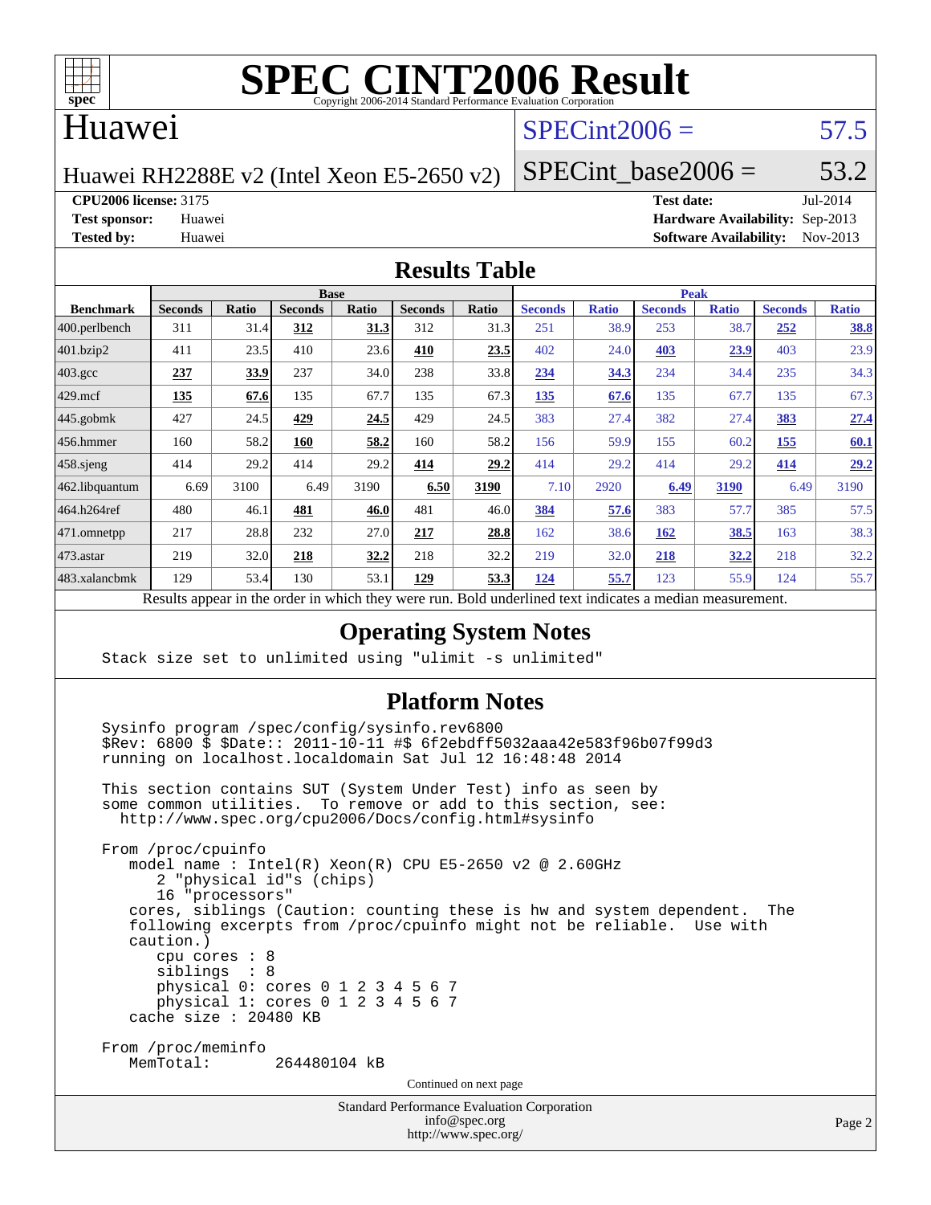# SPEC CINT2006 Result

Copyright 2006-2014 Standard Performance Evaluation Corporation

## Huawei

Huawei RH2288E v2 (Intel Xeon E5-2650 v2)

SPECint2006 = 57.5

SPECint_base2006 = 53.2

**CPU2006 license:** 3175
**Test sponsor:** Huawei
**Tested by:** Huawei

**Test date:** Jul-2014
**Hardware Availability:** Sep-2013
**Software Availability:** Nov-2013

## Results Table

| Benchmark | Base | | | | | | Peak | | | | | |
|---|---|---|---|---|---|---|---|---|---|---|---|---|
| | Seconds | Ratio | Seconds | Ratio | Seconds | Ratio | Seconds | Ratio | Seconds | Ratio | Seconds | Ratio |
| 400.perlbench | 311 | 31.4 | **312** | **31.3** | 312 | 31.3 | 251 | 38.9 | 253 | 38.7 | **252** | **38.8** |
| 401.bzip2 | 411 | 23.5 | 410 | 23.6 | **410** | **23.5** | 402 | 24.0 | **403** | **23.9** | 403 | 23.9 |
| 403.gcc | **237** | **33.9** | 237 | 34.0 | 238 | 33.8 | **234** | **34.3** | 234 | 34.4 | 235 | 34.3 |
| 429.mcf | **135** | **67.6** | 135 | 67.7 | 135 | 67.3 | **135** | **67.6** | 135 | 67.7 | 135 | 67.3 |
| 445.gobmk | 427 | 24.5 | **429** | **24.5** | 429 | 24.5 | 383 | 27.4 | 382 | 27.4 | **383** | **27.4** |
| 456.hmmer | 160 | 58.2 | **160** | **58.2** | 160 | 58.2 | 156 | 59.9 | 155 | 60.2 | **155** | **60.1** |
| 458.sjeng | 414 | 29.2 | 414 | 29.2 | **414** | **29.2** | 414 | 29.2 | 414 | 29.2 | **414** | **29.2** |
| 462.libquantum | 6.69 | 3100 | 6.49 | 3190 | **6.50** | **3190** | 7.10 | 2920 | **6.49** | **3190** | 6.49 | 3190 |
| 464.h264ref | 480 | 46.1 | **481** | **46.0** | 481 | 46.0 | **384** | **57.6** | 383 | 57.7 | 385 | 57.5 |
| 471.omnetpp | 217 | 28.8 | 232 | 27.0 | **217** | **28.8** | 162 | 38.6 | **162** | **38.5** | 163 | 38.3 |
| 473.astar | 219 | 32.0 | **218** | **32.2** | 218 | 32.2 | 219 | 32.0 | **218** | **32.2** | 218 | 32.2 |
| 483.xalancbmk | 129 | 53.4 | 130 | 53.1 | **129** | **53.3** | **124** | **55.7** | 123 | 55.9 | 124 | 55.7 |

Results appear in the order in which they were run. Bold underlined text indicates a median measurement.

## Operating System Notes

```
Stack size set to unlimited using "ulimit -s unlimited"
```

## Platform Notes

```
Sysinfo program /spec/config/sysinfo.rev6800
$Rev: 6800 $ $Date:: 2011-10-11 #$ 6f2ebdff5032aaa42e583f96b07f99d3
running on localhost.localdomain Sat Jul 12 16:48:48 2014

This section contains SUT (System Under Test) info as seen by
some common utilities.  To remove or add to this section, see:
  http://www.spec.org/cpu2006/Docs/config.html#sysinfo

From /proc/cpuinfo
   model name : Intel(R) Xeon(R) CPU E5-2650 v2 @ 2.60GHz
      2 "physical id"s (chips)
      16 "processors"
   cores, siblings (Caution: counting these is hw and system dependent.  The
   following excerpts from /proc/cpuinfo might not be reliable.  Use with
   caution.)
      cpu cores : 8
      siblings  : 8
      physical 0: cores 0 1 2 3 4 5 6 7
      physical 1: cores 0 1 2 3 4 5 6 7
   cache size : 20480 KB

From /proc/meminfo
   MemTotal:       264480104 kB
```

Continued on next page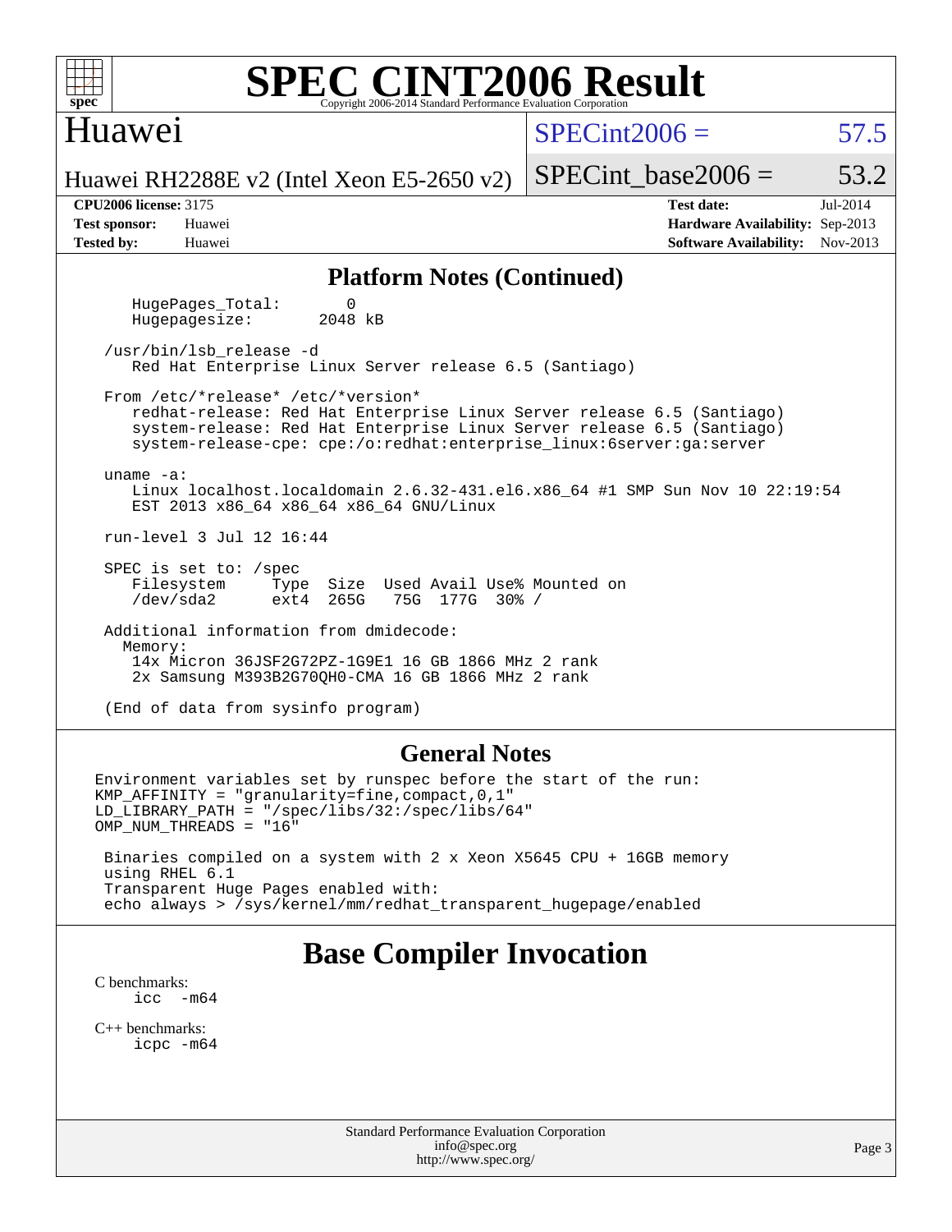## Platform Notes (Continued)

```
   HugePages_Total:       0
   Hugepagesize:       2048 kB

/usr/bin/lsb_release -d
   Red Hat Enterprise Linux Server release 6.5 (Santiago)

From /etc/*release* /etc/*version*
   redhat-release: Red Hat Enterprise Linux Server release 6.5 (Santiago)
   system-release: Red Hat Enterprise Linux Server release 6.5 (Santiago)
   system-release-cpe: cpe:/o:redhat:enterprise_linux:6server:ga:server

uname -a:
   Linux localhost.localdomain 2.6.32-431.el6.x86_64 #1 SMP Sun Nov 10 22:19:54
   EST 2013 x86_64 x86_64 x86_64 GNU/Linux

run-level 3 Jul 12 16:44

SPEC is set to: /spec
   Filesystem     Type  Size  Used Avail Use% Mounted on
   /dev/sda2      ext4  265G   75G  177G  30% /

Additional information from dmidecode:
  Memory:
   14x Micron 36JSF2G72PZ-1G9E1 16 GB 1866 MHz 2 rank
   2x Samsung M393B2G70QH0-CMA 16 GB 1866 MHz 2 rank

(End of data from sysinfo program)
```

## General Notes

```
Environment variables set by runspec before the start of the run:
KMP_AFFINITY = "granularity=fine,compact,0,1"
LD_LIBRARY_PATH = "/spec/libs/32:/spec/libs/64"
OMP_NUM_THREADS = "16"

 Binaries compiled on a system with 2 x Xeon X5645 CPU + 16GB memory
 using RHEL 6.1
 Transparent Huge Pages enabled with:
 echo always > /sys/kernel/mm/redhat_transparent_hugepage/enabled
```

# Base Compiler Invocation

C benchmarks:

icc -m64

C++ benchmarks:

icpc -m64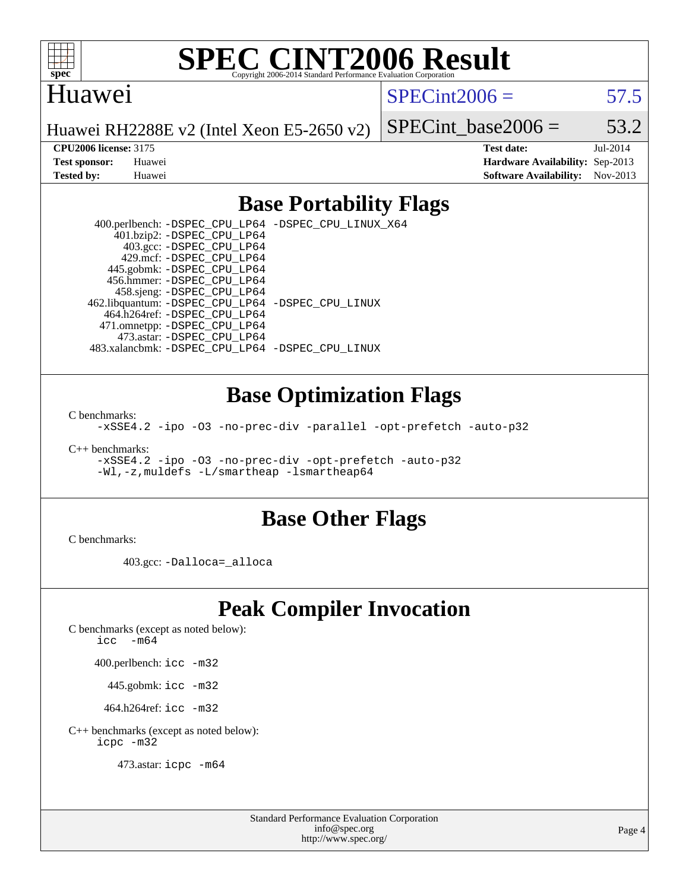# SPEC CINT2006 Result

Copyright 2006-2014 Standard Performance Evaluation Corporation

## Huawei

Huawei RH2288E v2 (Intel Xeon E5-2650 v2)

SPECint2006 = 57.5

SPECint_base2006 = 53.2

**CPU2006 license:** 3175
**Test sponsor:** Huawei
**Tested by:** Huawei

**Test date:** Jul-2014
**Hardware Availability:** Sep-2013
**Software Availability:** Nov-2013

## Base Portability Flags

400.perlbench: -DSPEC_CPU_LP64 -DSPEC_CPU_LINUX_X64
401.bzip2: -DSPEC_CPU_LP64
403.gcc: -DSPEC_CPU_LP64
429.mcf: -DSPEC_CPU_LP64
445.gobmk: -DSPEC_CPU_LP64
456.hmmer: -DSPEC_CPU_LP64
458.sjeng: -DSPEC_CPU_LP64
462.libquantum: -DSPEC_CPU_LP64 -DSPEC_CPU_LINUX
464.h264ref: -DSPEC_CPU_LP64
471.omnetpp: -DSPEC_CPU_LP64
473.astar: -DSPEC_CPU_LP64
483.xalancbmk: -DSPEC_CPU_LP64 -DSPEC_CPU_LINUX

## Base Optimization Flags

C benchmarks:
-xSSE4.2 -ipo -O3 -no-prec-div -parallel -opt-prefetch -auto-p32

C++ benchmarks:
-xSSE4.2 -ipo -O3 -no-prec-div -opt-prefetch -auto-p32
-Wl,-z,muldefs -L/smartheap -lsmartheap64

## Base Other Flags

C benchmarks:

403.gcc: -Dalloca=_alloca

## Peak Compiler Invocation

C benchmarks (except as noted below):
icc -m64

400.perlbench: icc -m32

445.gobmk: icc -m32

464.h264ref: icc -m32

C++ benchmarks (except as noted below):
icpc -m32

473.astar: icpc -m64

Standard Performance Evaluation Corporation
info@spec.org
http://www.spec.org/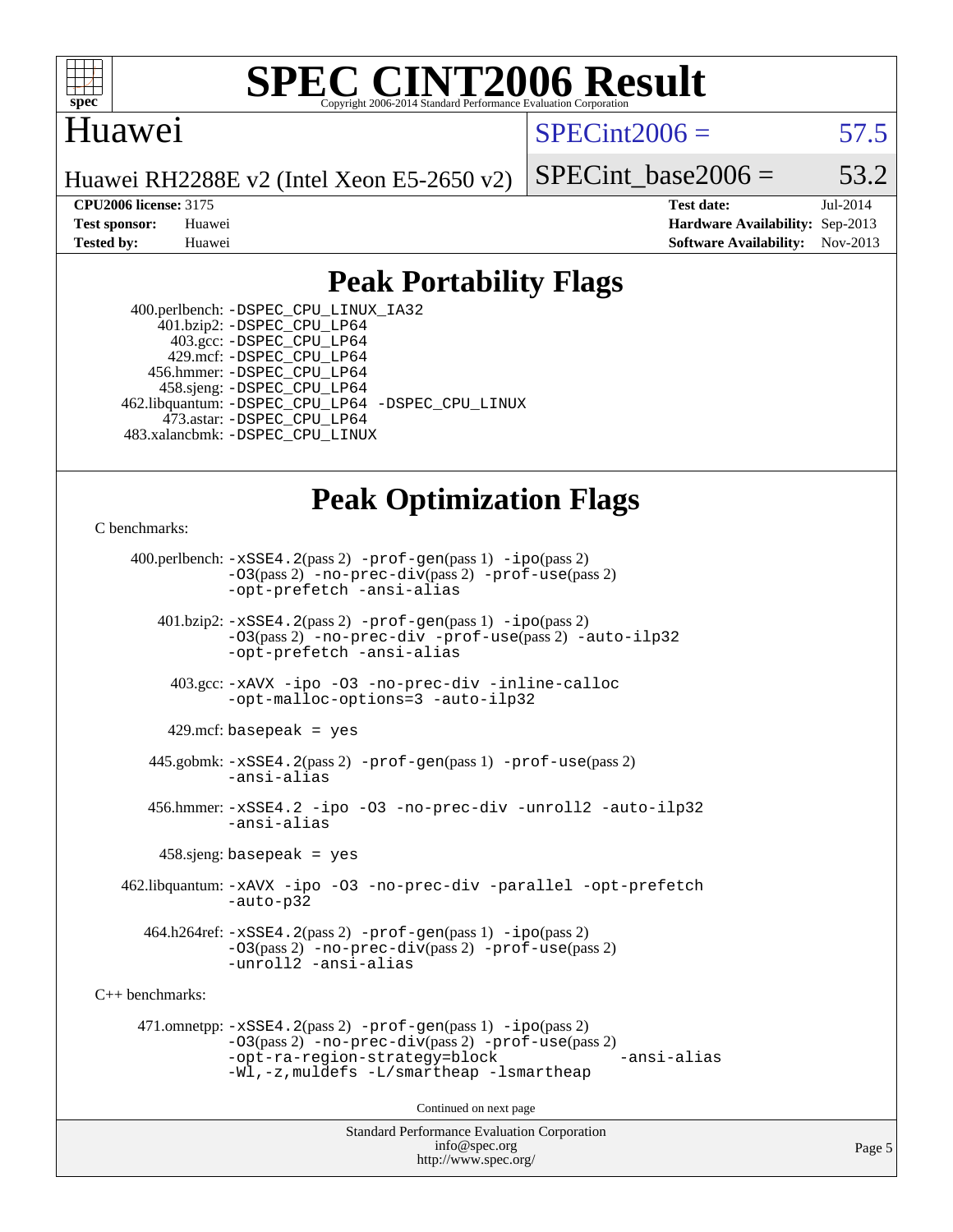# SPEC CINT2006 Result

Copyright 2006-2014 Standard Performance Evaluation Corporation

## Huawei

Huawei RH2288E v2 (Intel Xeon E5-2650 v2)

SPECint2006 = 57.5

SPECint_base2006 = 53.2

| | | | |
|---|---|---|---|
| **CPU2006 license:** 3175 | | **Test date:** | Jul-2014 |
| **Test sponsor:** | Huawei | **Hardware Availability:** | Sep-2013 |
| **Tested by:** | Huawei | **Software Availability:** | Nov-2013 |

## Peak Portability Flags

400.perlbench: -DSPEC_CPU_LINUX_IA32
401.bzip2: -DSPEC_CPU_LP64
403.gcc: -DSPEC_CPU_LP64
429.mcf: -DSPEC_CPU_LP64
456.hmmer: -DSPEC_CPU_LP64
458.sjeng: -DSPEC_CPU_LP64
462.libquantum: -DSPEC_CPU_LP64 -DSPEC_CPU_LINUX
473.astar: -DSPEC_CPU_LP64
483.xalancbmk: -DSPEC_CPU_LINUX

## Peak Optimization Flags

C benchmarks:

400.perlbench: -xSSE4.2(pass 2) -prof-gen(pass 1) -ipo(pass 2) -O3(pass 2) -no-prec-div(pass 2) -prof-use(pass 2) -opt-prefetch -ansi-alias

401.bzip2: -xSSE4.2(pass 2) -prof-gen(pass 1) -ipo(pass 2) -O3(pass 2) -no-prec-div -prof-use(pass 2) -auto-ilp32 -opt-prefetch -ansi-alias

403.gcc: -xAVX -ipo -O3 -no-prec-div -inline-calloc -opt-malloc-options=3 -auto-ilp32

429.mcf: basepeak = yes

445.gobmk: -xSSE4.2(pass 2) -prof-gen(pass 1) -prof-use(pass 2) -ansi-alias

456.hmmer: -xSSE4.2 -ipo -O3 -no-prec-div -unroll2 -auto-ilp32 -ansi-alias

458.sjeng: basepeak = yes

462.libquantum: -xAVX -ipo -O3 -no-prec-div -parallel -opt-prefetch -auto-p32

464.h264ref: -xSSE4.2(pass 2) -prof-gen(pass 1) -ipo(pass 2) -O3(pass 2) -no-prec-div(pass 2) -prof-use(pass 2) -unroll2 -ansi-alias

C++ benchmarks:

471.omnetpp: -xSSE4.2(pass 2) -prof-gen(pass 1) -ipo(pass 2) -O3(pass 2) -no-prec-div(pass 2) -prof-use(pass 2) -opt-ra-region-strategy=block -ansi-alias -Wl,-z,muldefs -L/smartheap -lsmartheap

Continued on next page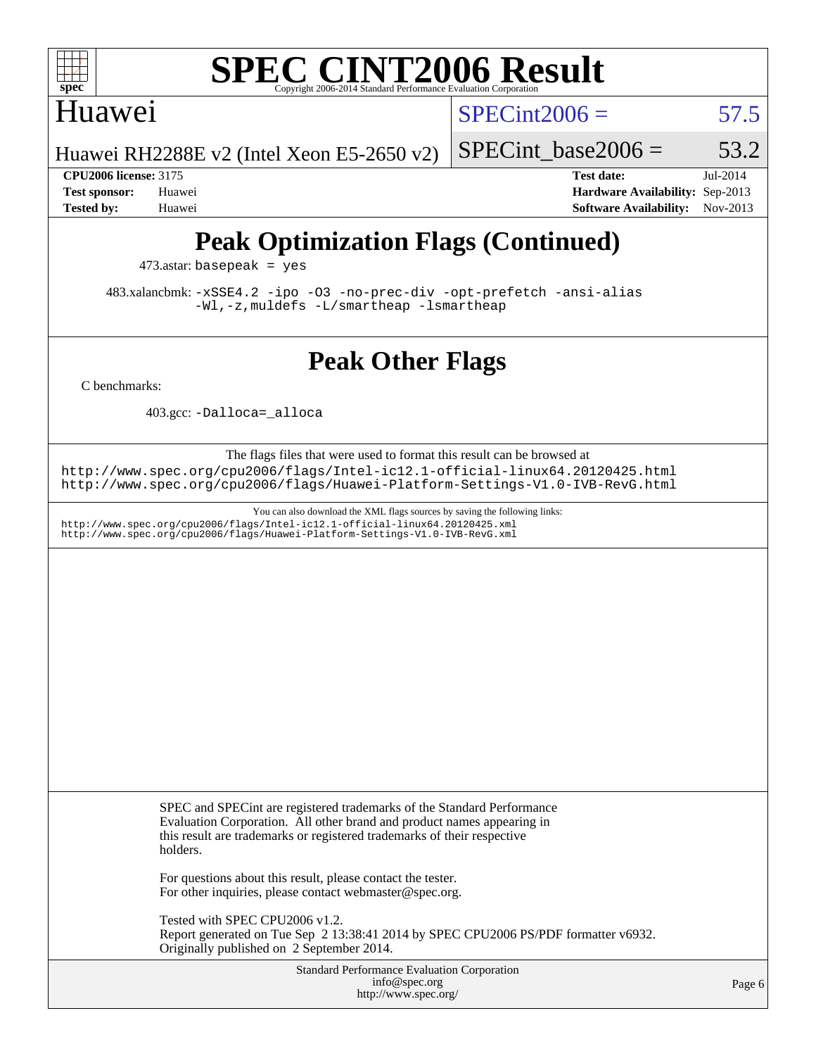# Peak Optimization Flags (Continued)

473.astar: basepeak = yes

483.xalancbmk: -xSSE4.2 -ipo -O3 -no-prec-div -opt-prefetch -ansi-alias -Wl,-z,muldefs -L/smartheap -lsmartheap

# Peak Other Flags

C benchmarks:

403.gcc: -Dalloca=_alloca

The flags files that were used to format this result can be browsed at
http://www.spec.org/cpu2006/flags/Intel-ic12.1-official-linux64.20120425.html
http://www.spec.org/cpu2006/flags/Huawei-Platform-Settings-V1.0-IVB-RevG.html

You can also download the XML flags sources by saving the following links:
http://www.spec.org/cpu2006/flags/Intel-ic12.1-official-linux64.20120425.xml
http://www.spec.org/cpu2006/flags/Huawei-Platform-Settings-V1.0-IVB-RevG.xml

SPEC and SPECint are registered trademarks of the Standard Performance Evaluation Corporation. All other brand and product names appearing in this result are trademarks or registered trademarks of their respective holders.

For questions about this result, please contact the tester.
For other inquiries, please contact webmaster@spec.org.

Tested with SPEC CPU2006 v1.2.
Report generated on Tue Sep 2 13:38:41 2014 by SPEC CPU2006 PS/PDF formatter v6932.
Originally published on 2 September 2014.